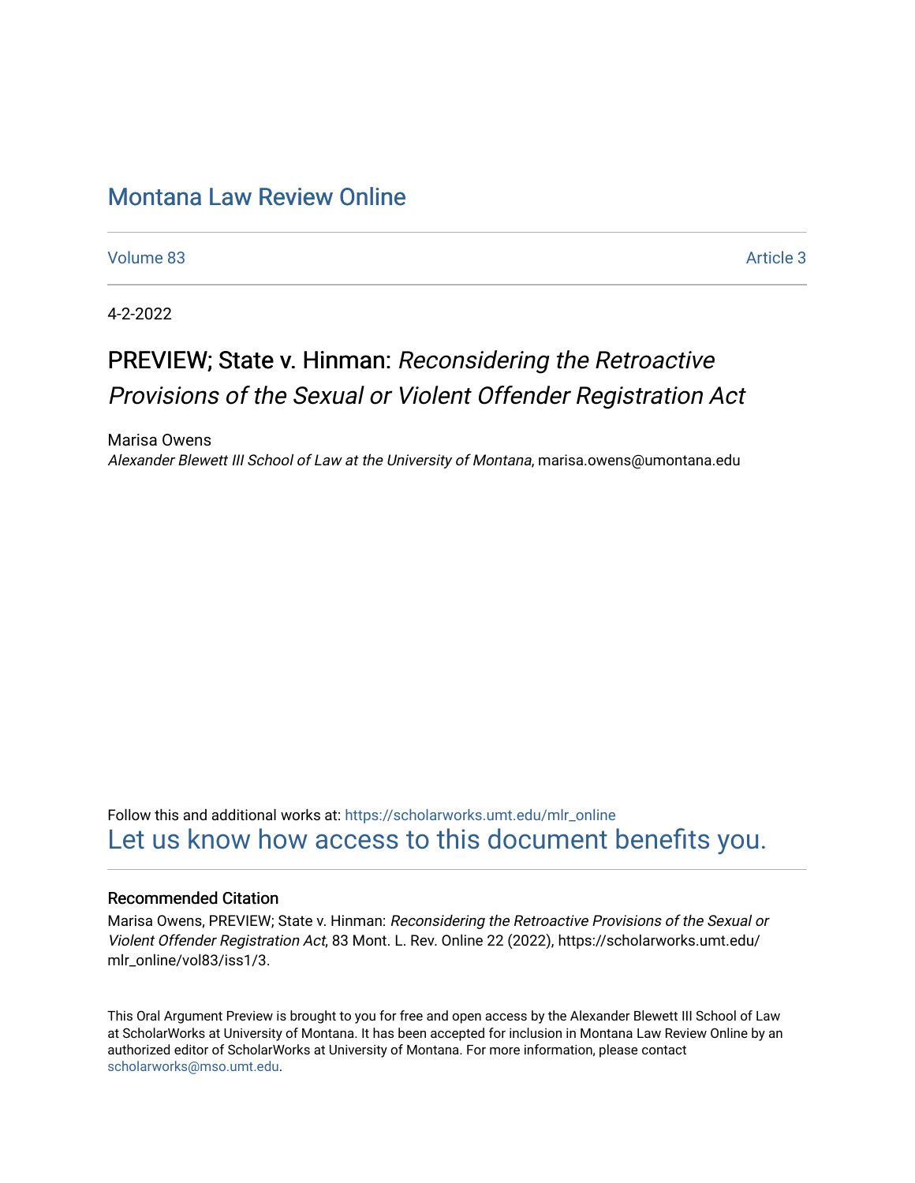# Montana Law Review Online

Volume 83 | Article 3

4-2-2022

## PREVIEW; State v. Hinman: *Reconsidering the Retroactive Provisions of the Sexual or Violent Offender Registration Act*

Marisa Owens
*Alexander Blewett III School of Law at the University of Montana*, marisa.owens@umontana.edu

Follow this and additional works at: https://scholarworks.umt.edu/mlr_online
Let us know how access to this document benefits you.

### Recommended Citation

Marisa Owens, PREVIEW; State v. Hinman: *Reconsidering the Retroactive Provisions of the Sexual or Violent Offender Registration Act*, 83 Mont. L. Rev. Online 22 (2022), https://scholarworks.umt.edu/mlr_online/vol83/iss1/3.

This Oral Argument Preview is brought to you for free and open access by the Alexander Blewett III School of Law at ScholarWorks at University of Montana. It has been accepted for inclusion in Montana Law Review Online by an authorized editor of ScholarWorks at University of Montana. For more information, please contact scholarworks@mso.umt.edu.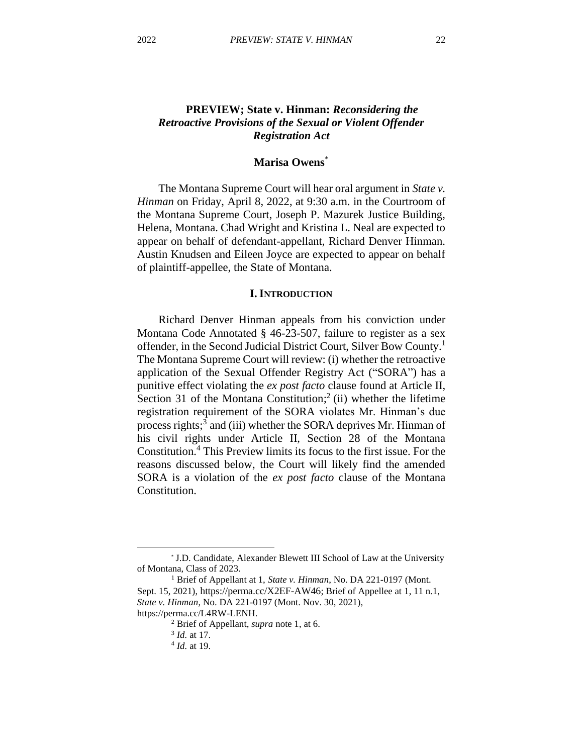# PREVIEW; State v. Hinman: *Reconsidering the Retroactive Provisions of the Sexual or Violent Offender Registration Act*

**Marisa Owens***

The Montana Supreme Court will hear oral argument in *State v. Hinman* on Friday, April 8, 2022, at 9:30 a.m. in the Courtroom of the Montana Supreme Court, Joseph P. Mazurek Justice Building, Helena, Montana. Chad Wright and Kristina L. Neal are expected to appear on behalf of defendant-appellant, Richard Denver Hinman. Austin Knudsen and Eileen Joyce are expected to appear on behalf of plaintiff-appellee, the State of Montana.

## I. Introduction

Richard Denver Hinman appeals from his conviction under Montana Code Annotated § 46-23-507, failure to register as a sex offender, in the Second Judicial District Court, Silver Bow County.[1] The Montana Supreme Court will review: (i) whether the retroactive application of the Sexual Offender Registry Act ("SORA") has a punitive effect violating the *ex post facto* clause found at Article II, Section 31 of the Montana Constitution;[2] (ii) whether the lifetime registration requirement of the SORA violates Mr. Hinman's due process rights;[3] and (iii) whether the SORA deprives Mr. Hinman of his civil rights under Article II, Section 28 of the Montana Constitution.[4] This Preview limits its focus to the first issue. For the reasons discussed below, the Court will likely find the amended SORA is a violation of the *ex post facto* clause of the Montana Constitution.

---

\* J.D. Candidate, Alexander Blewett III School of Law at the University of Montana, Class of 2023.

[1] Brief of Appellant at 1, *State v. Hinman*, No. DA 221-0197 (Mont. Sept. 15, 2021), https://perma.cc/X2EF-AW46; Brief of Appellee at 1, 11 n.1, *State v. Hinman*, No. DA 221-0197 (Mont. Nov. 30, 2021), https://perma.cc/L4RW-LENH.

[2] Brief of Appellant, *supra* note 1, at 6.

[3] *Id.* at 17.

[4] *Id.* at 19.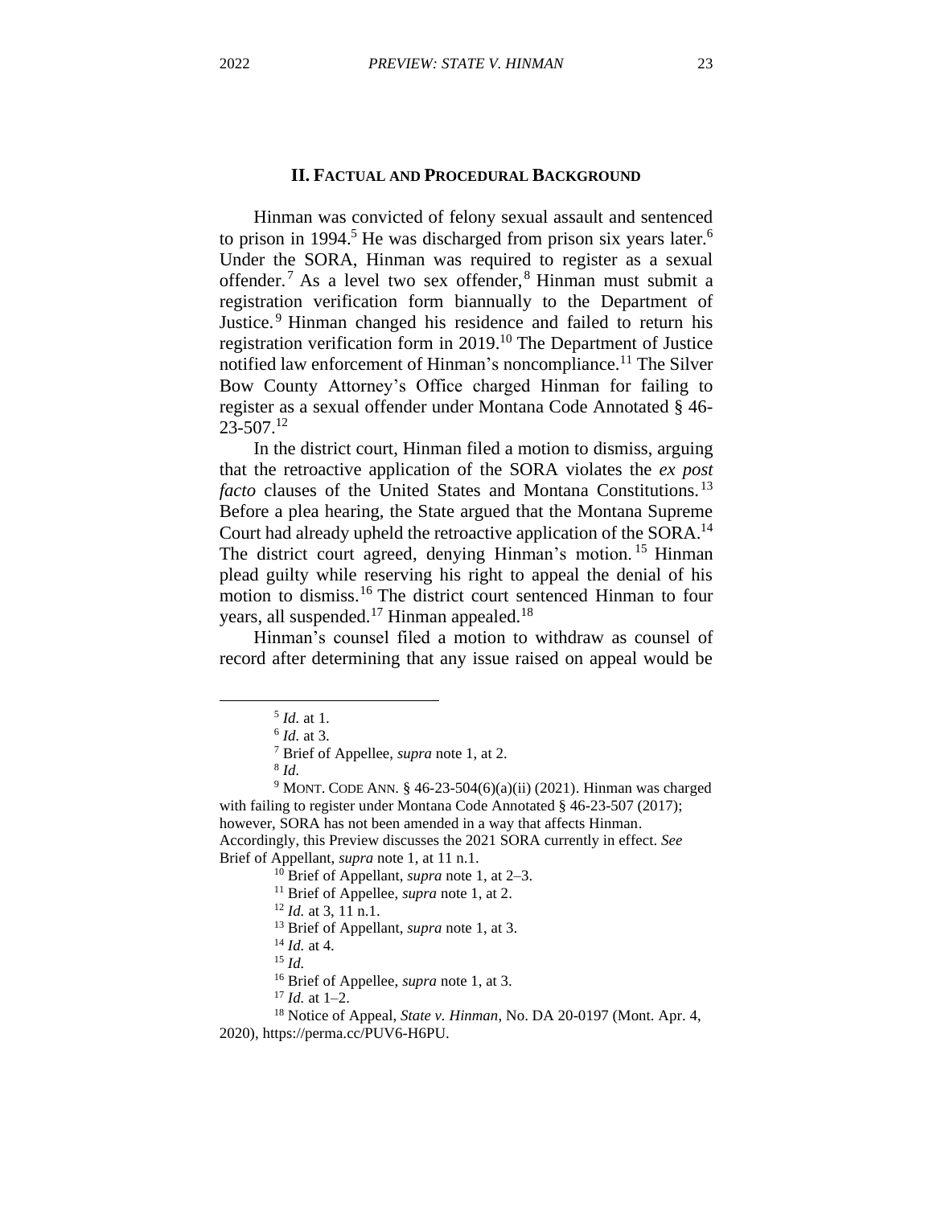## II. Factual and Procedural Background

Hinman was convicted of felony sexual assault and sentenced to prison in 1994.[5] He was discharged from prison six years later.[6] Under the SORA, Hinman was required to register as a sexual offender.[7] As a level two sex offender,[8] Hinman must submit a registration verification form biannually to the Department of Justice.[9] Hinman changed his residence and failed to return his registration verification form in 2019.[10] The Department of Justice notified law enforcement of Hinman's noncompliance.[11] The Silver Bow County Attorney's Office charged Hinman for failing to register as a sexual offender under Montana Code Annotated § 46-23-507.[12]

In the district court, Hinman filed a motion to dismiss, arguing that the retroactive application of the SORA violates the *ex post facto* clauses of the United States and Montana Constitutions.[13] Before a plea hearing, the State argued that the Montana Supreme Court had already upheld the retroactive application of the SORA.[14] The district court agreed, denying Hinman's motion.[15] Hinman plead guilty while reserving his right to appeal the denial of his motion to dismiss.[16] The district court sentenced Hinman to four years, all suspended.[17] Hinman appealed.[18]

Hinman's counsel filed a motion to withdraw as counsel of record after determining that any issue raised on appeal would be

---

[5] *Id.* at 1.

[6] *Id.* at 3.

[7] Brief of Appellee, *supra* note 1, at 2.

[8] *Id.*

[9] Mont. Code Ann. § 46-23-504(6)(a)(ii) (2021). Hinman was charged with failing to register under Montana Code Annotated § 46-23-507 (2017); however, SORA has not been amended in a way that affects Hinman. Accordingly, this Preview discusses the 2021 SORA currently in effect. *See* Brief of Appellant, *supra* note 1, at 11 n.1.

[10] Brief of Appellant, *supra* note 1, at 2–3.

[11] Brief of Appellee, *supra* note 1, at 2.

[12] *Id.* at 3, 11 n.1.

[13] Brief of Appellant, *supra* note 1, at 3.

[14] *Id.* at 4.

[15] *Id.*

[16] Brief of Appellee, *supra* note 1, at 3.

[17] *Id.* at 1–2.

[18] Notice of Appeal, *State v. Hinman*, No. DA 20-0197 (Mont. Apr. 4, 2020), https://perma.cc/PUV6-H6PU.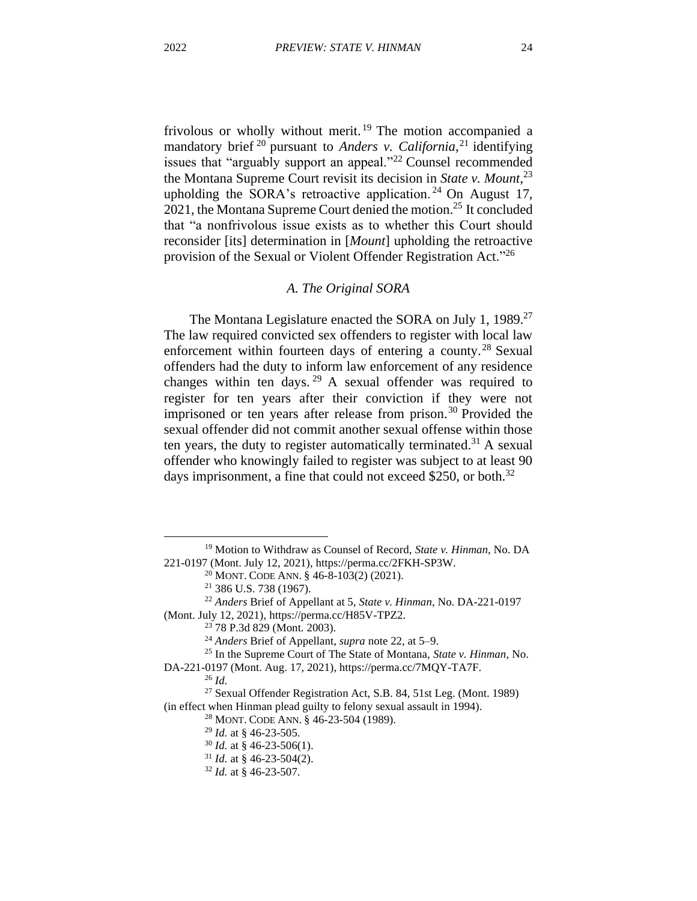frivolous or wholly without merit.[19] The motion accompanied a mandatory brief[20] pursuant to *Anders v. California*,[21] identifying issues that "arguably support an appeal."[22] Counsel recommended the Montana Supreme Court revisit its decision in *State v. Mount*,[23] upholding the SORA's retroactive application.[24] On August 17, 2021, the Montana Supreme Court denied the motion.[25] It concluded that "a nonfrivolous issue exists as to whether this Court should reconsider [its] determination in [*Mount*] upholding the retroactive provision of the Sexual or Violent Offender Registration Act."[26]

### *A. The Original SORA*

The Montana Legislature enacted the SORA on July 1, 1989.[27] The law required convicted sex offenders to register with local law enforcement within fourteen days of entering a county.[28] Sexual offenders had the duty to inform law enforcement of any residence changes within ten days.[29] A sexual offender was required to register for ten years after their conviction if they were not imprisoned or ten years after release from prison.[30] Provided the sexual offender did not commit another sexual offense within those ten years, the duty to register automatically terminated.[31] A sexual offender who knowingly failed to register was subject to at least 90 days imprisonment, a fine that could not exceed $250, or both.[32]

---

[19] Motion to Withdraw as Counsel of Record, *State v. Hinman*, No. DA 221-0197 (Mont. July 12, 2021), https://perma.cc/2FKH-SP3W.

[20] MONT. CODE ANN. § 46-8-103(2) (2021).

[21] 386 U.S. 738 (1967).

[22] *Anders* Brief of Appellant at 5, *State v. Hinman*, No. DA-221-0197 (Mont. July 12, 2021), https://perma.cc/H85V-TPZ2.

[23] 78 P.3d 829 (Mont. 2003).

[24] *Anders* Brief of Appellant, *supra* note 22, at 5–9.

[25] In the Supreme Court of The State of Montana, *State v. Hinman*, No. DA-221-0197 (Mont. Aug. 17, 2021), https://perma.cc/7MQY-TA7F.

[26] *Id.*

[27] Sexual Offender Registration Act, S.B. 84, 51st Leg. (Mont. 1989) (in effect when Hinman plead guilty to felony sexual assault in 1994).

[28] MONT. CODE ANN. § 46-23-504 (1989).

[29] *Id.* at § 46-23-505.

[30] *Id.* at § 46-23-506(1).

[31] *Id.* at § 46-23-504(2).

[32] *Id.* at § 46-23-507.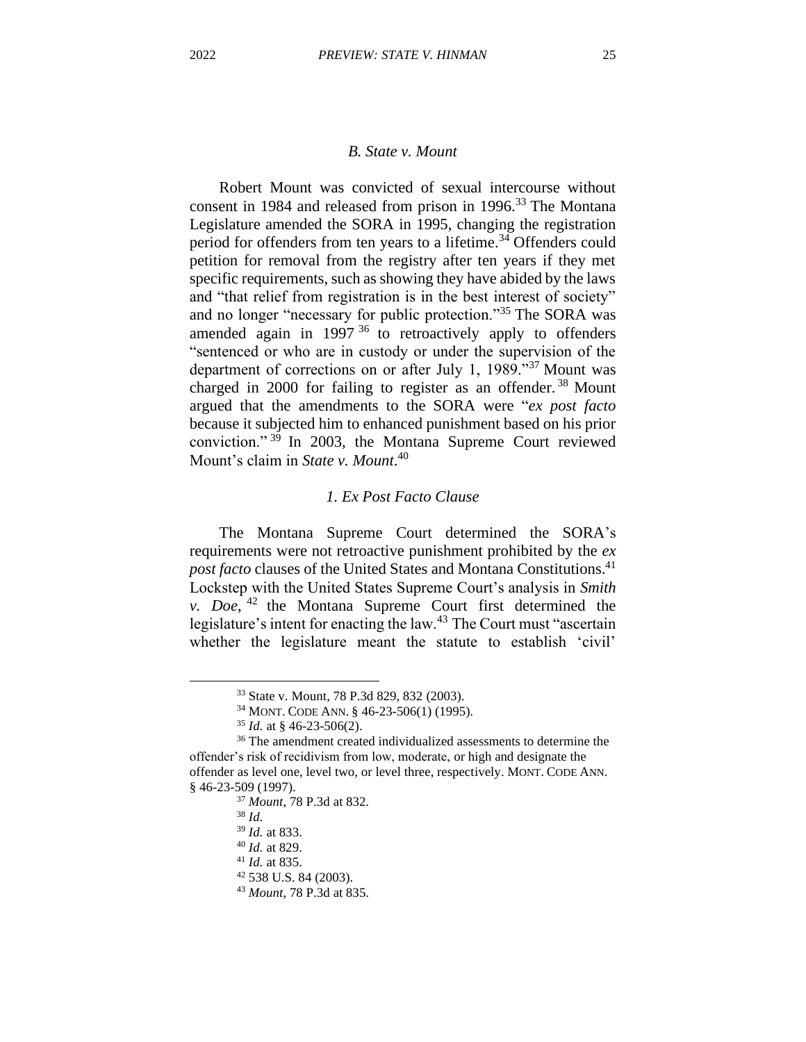### *B. State v. Mount*

Robert Mount was convicted of sexual intercourse without consent in 1984 and released from prison in 1996.[33] The Montana Legislature amended the SORA in 1995, changing the registration period for offenders from ten years to a lifetime.[34] Offenders could petition for removal from the registry after ten years if they met specific requirements, such as showing they have abided by the laws and "that relief from registration is in the best interest of society" and no longer "necessary for public protection."[35] The SORA was amended again in 1997[36] to retroactively apply to offenders "sentenced or who are in custody or under the supervision of the department of corrections on or after July 1, 1989."[37] Mount was charged in 2000 for failing to register as an offender.[38] Mount argued that the amendments to the SORA were "*ex post facto* because it subjected him to enhanced punishment based on his prior conviction."[39] In 2003, the Montana Supreme Court reviewed Mount's claim in *State v. Mount*.[40]

#### *1. Ex Post Facto Clause*

The Montana Supreme Court determined the SORA's requirements were not retroactive punishment prohibited by the *ex post facto* clauses of the United States and Montana Constitutions.[41] Lockstep with the United States Supreme Court's analysis in *Smith v. Doe*,[42] the Montana Supreme Court first determined the legislature's intent for enacting the law.[43] The Court must "ascertain whether the legislature meant the statute to establish 'civil'

---

[33] State v. Mount, 78 P.3d 829, 832 (2003).

[34] MONT. CODE ANN. § 46-23-506(1) (1995).

[35] *Id.* at § 46-23-506(2).

[36] The amendment created individualized assessments to determine the offender's risk of recidivism from low, moderate, or high and designate the offender as level one, level two, or level three, respectively. MONT. CODE ANN. § 46-23-509 (1997).

[37] *Mount*, 78 P.3d at 832.

[38] *Id.*

[39] *Id.* at 833.

[40] *Id.* at 829.

[41] *Id.* at 835.

[42] 538 U.S. 84 (2003).

[43] *Mount*, 78 P.3d at 835.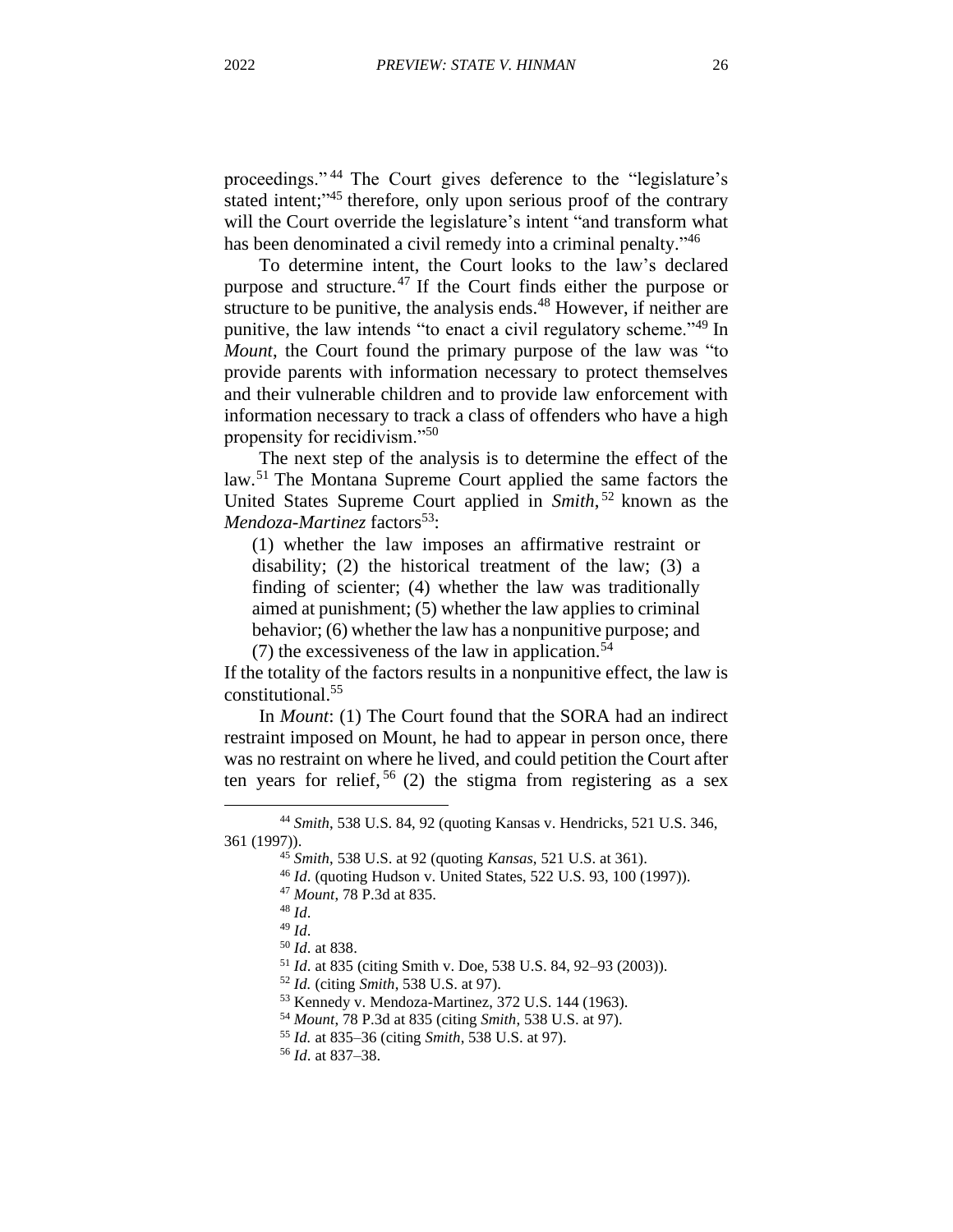proceedings."[44] The Court gives deference to the "legislature's stated intent;"[45] therefore, only upon serious proof of the contrary will the Court override the legislature's intent "and transform what has been denominated a civil remedy into a criminal penalty."[46]

To determine intent, the Court looks to the law's declared purpose and structure.[47] If the Court finds either the purpose or structure to be punitive, the analysis ends.[48] However, if neither are punitive, the law intends "to enact a civil regulatory scheme."[49] In *Mount*, the Court found the primary purpose of the law was "to provide parents with information necessary to protect themselves and their vulnerable children and to provide law enforcement with information necessary to track a class of offenders who have a high propensity for recidivism."[50]

The next step of the analysis is to determine the effect of the law.[51] The Montana Supreme Court applied the same factors the United States Supreme Court applied in *Smith*,[52] known as the *Mendoza-Martinez* factors[53]:

> (1) whether the law imposes an affirmative restraint or disability; (2) the historical treatment of the law; (3) a finding of scienter; (4) whether the law was traditionally aimed at punishment; (5) whether the law applies to criminal behavior; (6) whether the law has a nonpunitive purpose; and (7) the excessiveness of the law in application.[54]

If the totality of the factors results in a nonpunitive effect, the law is constitutional.[55]

In *Mount*: (1) The Court found that the SORA had an indirect restraint imposed on Mount, he had to appear in person once, there was no restraint on where he lived, and could petition the Court after ten years for relief,[56] (2) the stigma from registering as a sex

---

[44] *Smith*, 538 U.S. 84, 92 (quoting Kansas v. Hendricks, 521 U.S. 346, 361 (1997)).

[45] *Smith*, 538 U.S. at 92 (quoting *Kansas*, 521 U.S. at 361).

[46] *Id*. (quoting Hudson v. United States, 522 U.S. 93, 100 (1997)).

[47] *Mount*, 78 P.3d at 835.

[48] *Id*.

[49] *Id*.

[50] *Id*. at 838.

[51] *Id*. at 835 (citing Smith v. Doe, 538 U.S. 84, 92–93 (2003)).

[52] *Id.* (citing *Smith*, 538 U.S. at 97).

[53] Kennedy v. Mendoza-Martinez, 372 U.S. 144 (1963).

[54] *Mount*, 78 P.3d at 835 (citing *Smith*, 538 U.S. at 97).

[55] *Id.* at 835–36 (citing *Smith*, 538 U.S. at 97).

[56] *Id*. at 837–38.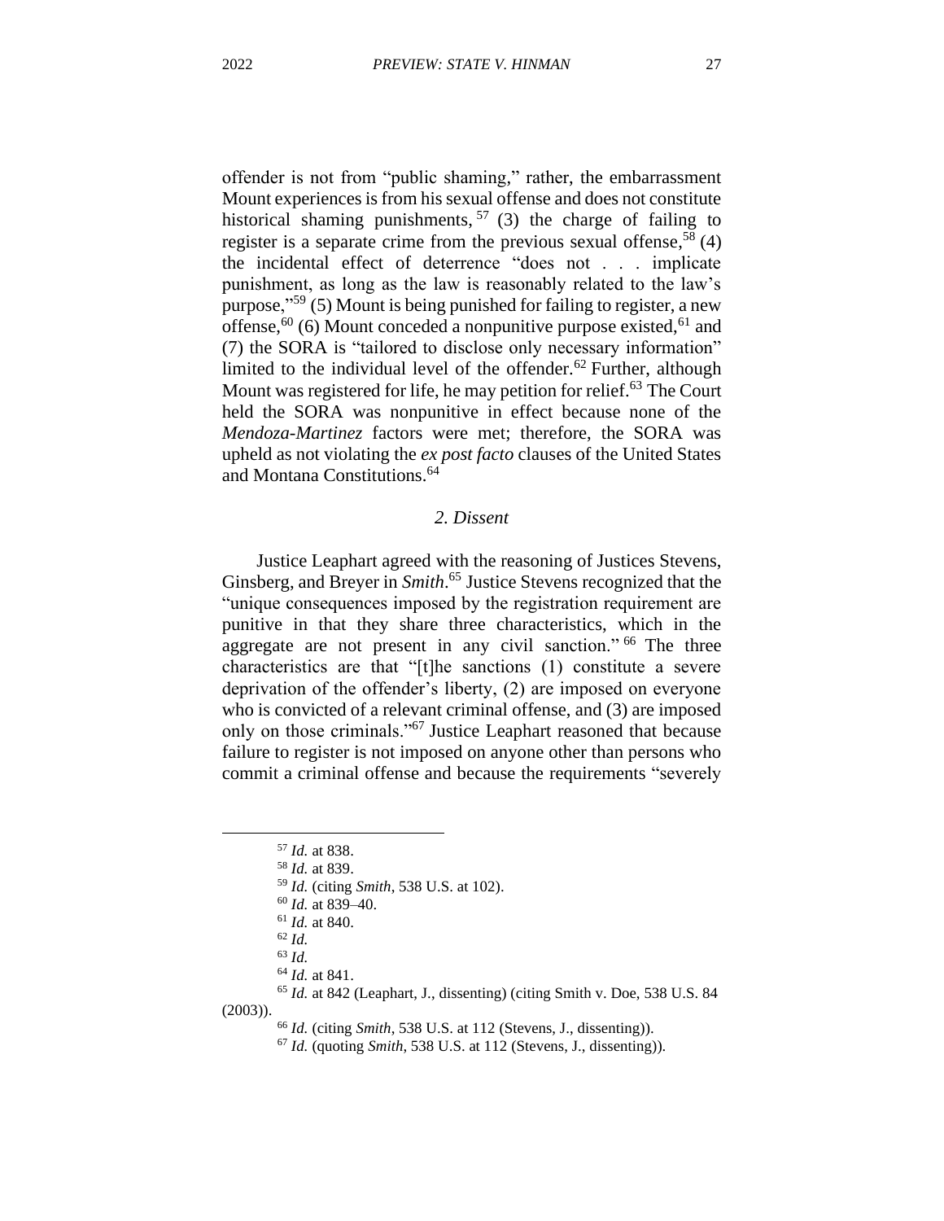offender is not from "public shaming," rather, the embarrassment Mount experiences is from his sexual offense and does not constitute historical shaming punishments,[57] (3) the charge of failing to register is a separate crime from the previous sexual offense,[58] (4) the incidental effect of deterrence "does not . . . implicate punishment, as long as the law is reasonably related to the law's purpose,"[59] (5) Mount is being punished for failing to register, a new offense,[60] (6) Mount conceded a nonpunitive purpose existed,[61] and (7) the SORA is "tailored to disclose only necessary information" limited to the individual level of the offender.[62] Further, although Mount was registered for life, he may petition for relief.[63] The Court held the SORA was nonpunitive in effect because none of the *Mendoza-Martinez* factors were met; therefore, the SORA was upheld as not violating the *ex post facto* clauses of the United States and Montana Constitutions.[64]

### *2. Dissent*

Justice Leaphart agreed with the reasoning of Justices Stevens, Ginsberg, and Breyer in *Smith*.[65] Justice Stevens recognized that the "unique consequences imposed by the registration requirement are punitive in that they share three characteristics, which in the aggregate are not present in any civil sanction."[66] The three characteristics are that "[t]he sanctions (1) constitute a severe deprivation of the offender's liberty, (2) are imposed on everyone who is convicted of a relevant criminal offense, and (3) are imposed only on those criminals."[67] Justice Leaphart reasoned that because failure to register is not imposed on anyone other than persons who commit a criminal offense and because the requirements "severely

---

[57] *Id.* at 838.

[58] *Id.* at 839.

[59] *Id.* (citing *Smith*, 538 U.S. at 102).

[60] *Id.* at 839–40.

[61] *Id.* at 840.

[62] *Id.*

[63] *Id.*

[64] *Id.* at 841.

[65] *Id.* at 842 (Leaphart, J., dissenting) (citing Smith v. Doe, 538 U.S. 84 (2003)).

[66] *Id.* (citing *Smith*, 538 U.S. at 112 (Stevens, J., dissenting)).

[67] *Id.* (quoting *Smith*, 538 U.S. at 112 (Stevens, J., dissenting)).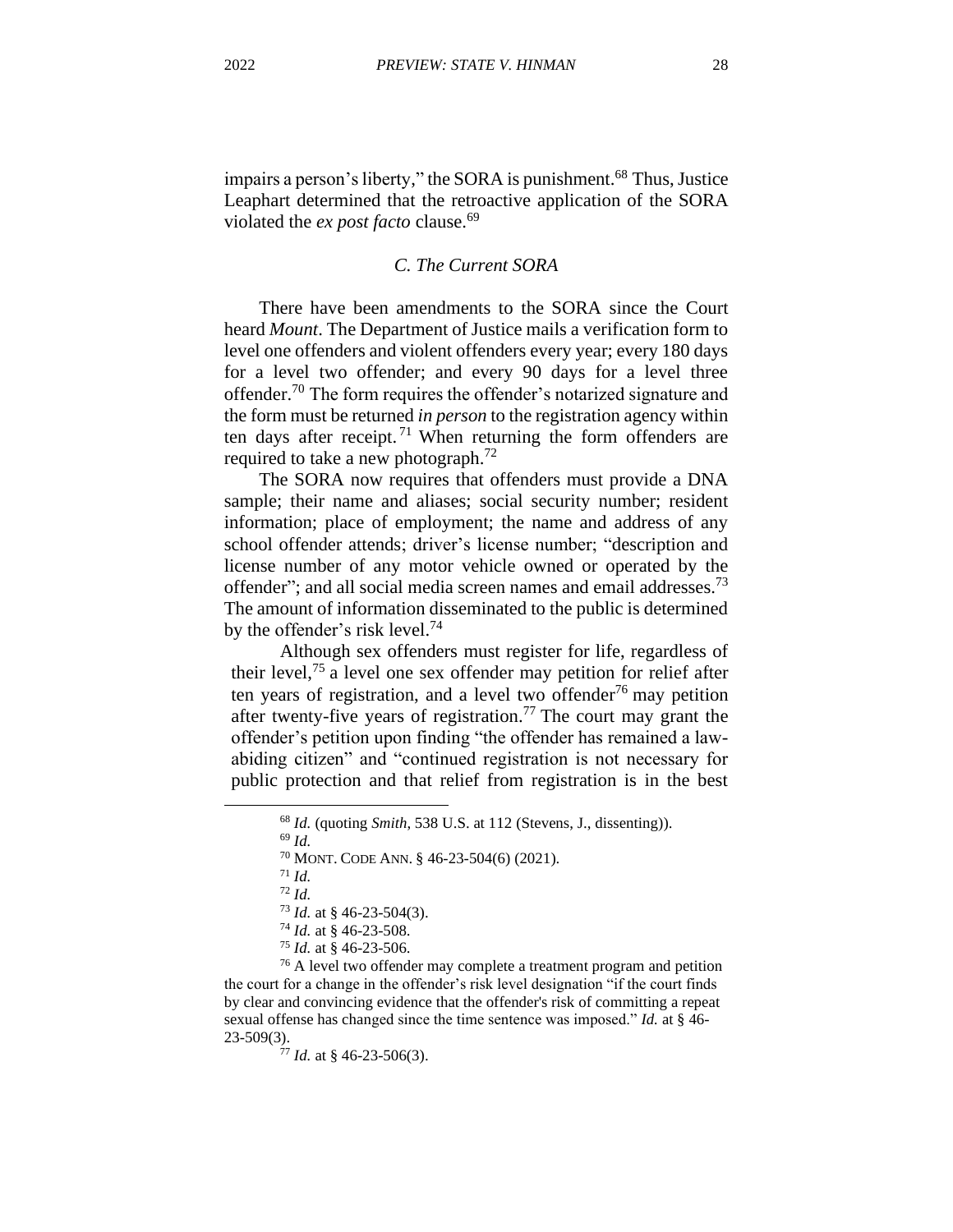impairs a person's liberty," the SORA is punishment.[68] Thus, Justice Leaphart determined that the retroactive application of the SORA violated the *ex post facto* clause.[69]

### *C. The Current SORA*

There have been amendments to the SORA since the Court heard *Mount*. The Department of Justice mails a verification form to level one offenders and violent offenders every year; every 180 days for a level two offender; and every 90 days for a level three offender.[70] The form requires the offender's notarized signature and the form must be returned *in person* to the registration agency within ten days after receipt.[71] When returning the form offenders are required to take a new photograph.[72]

The SORA now requires that offenders must provide a DNA sample; their name and aliases; social security number; resident information; place of employment; the name and address of any school offender attends; driver's license number; "description and license number of any motor vehicle owned or operated by the offender"; and all social media screen names and email addresses.[73] The amount of information disseminated to the public is determined by the offender's risk level.[74]

Although sex offenders must register for life, regardless of their level,[75] a level one sex offender may petition for relief after ten years of registration, and a level two offender[76] may petition after twenty-five years of registration.[77] The court may grant the offender's petition upon finding "the offender has remained a law-abiding citizen" and "continued registration is not necessary for public protection and that relief from registration is in the best

---

[68] *Id.* (quoting *Smith*, 538 U.S. at 112 (Stevens, J., dissenting)).

[69] *Id.*

[70] MONT. CODE ANN. § 46-23-504(6) (2021).

[71] *Id.*

[72] *Id.*

[73] *Id.* at § 46-23-504(3).

[74] *Id.* at § 46-23-508.

[75] *Id.* at § 46-23-506.

[76] A level two offender may complete a treatment program and petition the court for a change in the offender's risk level designation "if the court finds by clear and convincing evidence that the offender's risk of committing a repeat sexual offense has changed since the time sentence was imposed." *Id.* at § 46-23-509(3).

[77] *Id.* at § 46-23-506(3).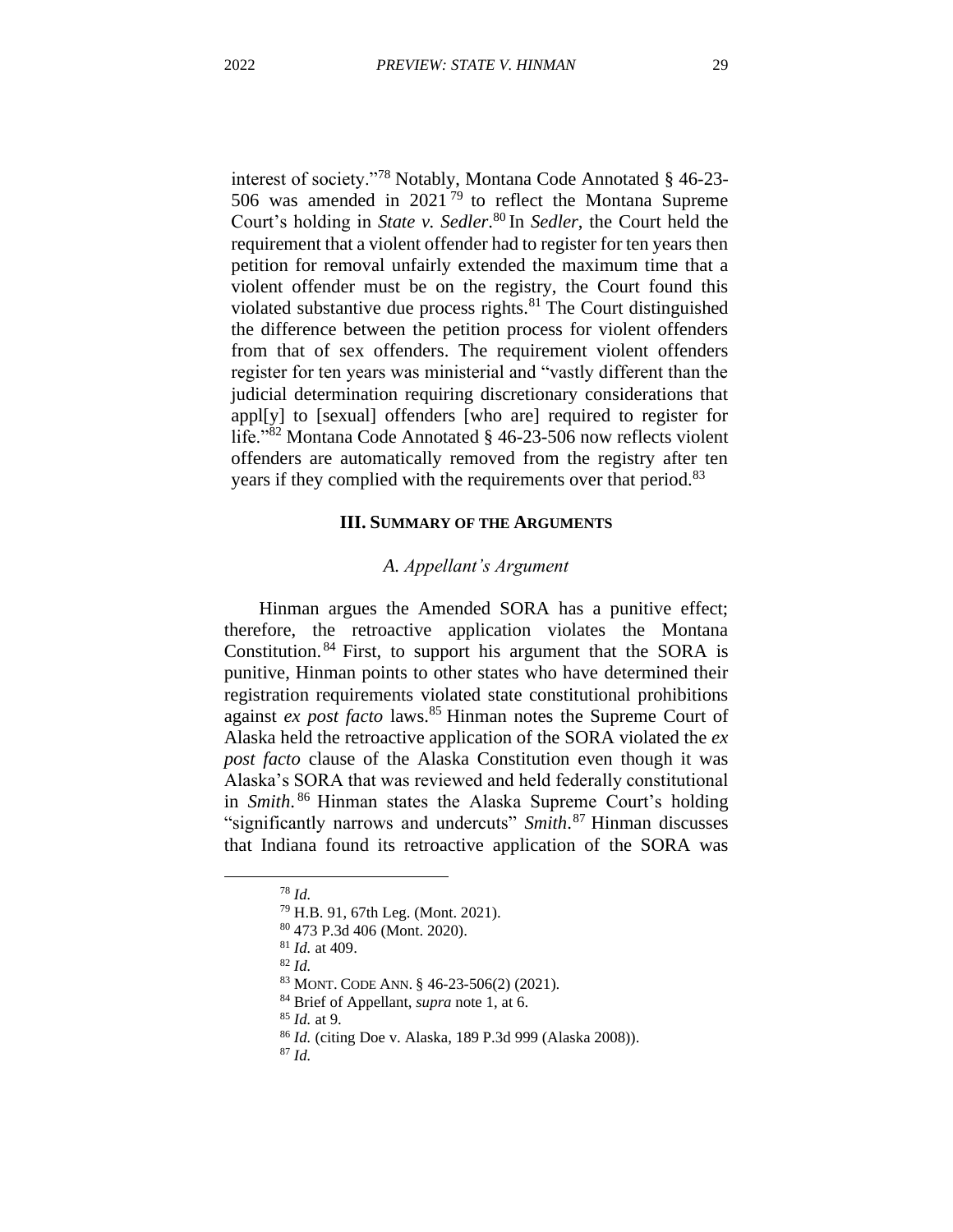interest of society."[78] Notably, Montana Code Annotated § 46-23-506 was amended in 2021[79] to reflect the Montana Supreme Court's holding in *State v. Sedler*.[80] In *Sedler*, the Court held the requirement that a violent offender had to register for ten years then petition for removal unfairly extended the maximum time that a violent offender must be on the registry, the Court found this violated substantive due process rights.[81] The Court distinguished the difference between the petition process for violent offenders from that of sex offenders. The requirement violent offenders register for ten years was ministerial and "vastly different than the judicial determination requiring discretionary considerations that appl[y] to [sexual] offenders [who are] required to register for life."[82] Montana Code Annotated § 46-23-506 now reflects violent offenders are automatically removed from the registry after ten years if they complied with the requirements over that period.[83]

## III. Summary of the Arguments

### *A. Appellant's Argument*

Hinman argues the Amended SORA has a punitive effect; therefore, the retroactive application violates the Montana Constitution.[84] First, to support his argument that the SORA is punitive, Hinman points to other states who have determined their registration requirements violated state constitutional prohibitions against *ex post facto* laws.[85] Hinman notes the Supreme Court of Alaska held the retroactive application of the SORA violated the *ex post facto* clause of the Alaska Constitution even though it was Alaska's SORA that was reviewed and held federally constitutional in *Smith*.[86] Hinman states the Alaska Supreme Court's holding "significantly narrows and undercuts" *Smith*.[87] Hinman discusses that Indiana found its retroactive application of the SORA was

---

[78] *Id.*

[79] H.B. 91, 67th Leg. (Mont. 2021).

[80] 473 P.3d 406 (Mont. 2020).

[81] *Id.* at 409.

[82] *Id.*

[83] MONT. CODE ANN. § 46-23-506(2) (2021).

[84] Brief of Appellant, *supra* note 1, at 6.

[85] *Id.* at 9.

[86] *Id.* (citing Doe v. Alaska, 189 P.3d 999 (Alaska 2008)).

[87] *Id.*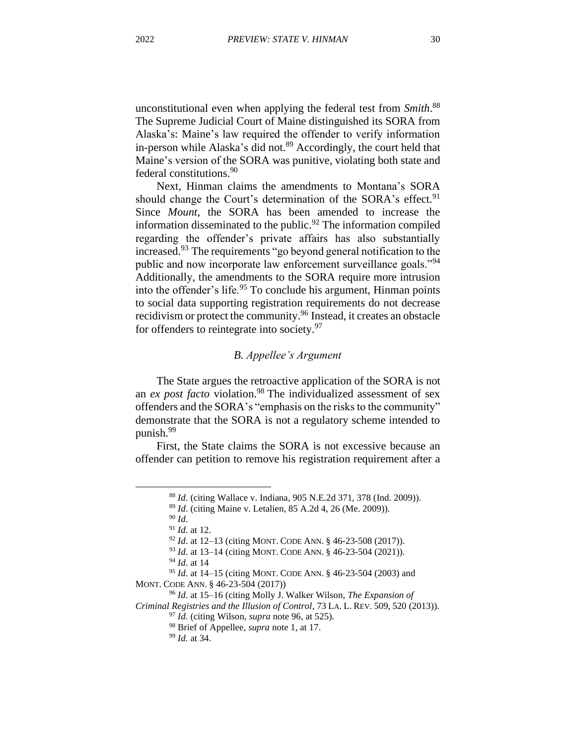unconstitutional even when applying the federal test from *Smith*.[88] The Supreme Judicial Court of Maine distinguished its SORA from Alaska's: Maine's law required the offender to verify information in-person while Alaska's did not.[89] Accordingly, the court held that Maine's version of the SORA was punitive, violating both state and federal constitutions.[90]

Next, Hinman claims the amendments to Montana's SORA should change the Court's determination of the SORA's effect.[91] Since *Mount*, the SORA has been amended to increase the information disseminated to the public.[92] The information compiled regarding the offender's private affairs has also substantially increased.[93] The requirements "go beyond general notification to the public and now incorporate law enforcement surveillance goals."[94] Additionally, the amendments to the SORA require more intrusion into the offender's life.[95] To conclude his argument, Hinman points to social data supporting registration requirements do not decrease recidivism or protect the community.[96] Instead, it creates an obstacle for offenders to reintegrate into society.[97]

### *B. Appellee's Argument*

The State argues the retroactive application of the SORA is not an *ex post facto* violation.[98] The individualized assessment of sex offenders and the SORA's "emphasis on the risks to the community" demonstrate that the SORA is not a regulatory scheme intended to punish.[99]

First, the State claims the SORA is not excessive because an offender can petition to remove his registration requirement after a

---

[88] *Id*. (citing Wallace v. Indiana, 905 N.E.2d 371, 378 (Ind. 2009)).

[89] *Id*. (citing Maine v. Letalien, 85 A.2d 4, 26 (Me. 2009)).

[90] *Id*.

[91] *Id*. at 12.

[92] *Id*. at 12–13 (citing MONT. CODE ANN. § 46-23-508 (2017)).

[93] *Id*. at 13–14 (citing MONT. CODE ANN. § 46-23-504 (2021)).

[94] *Id*. at 14

[95] *Id*. at 14–15 (citing MONT. CODE ANN. § 46-23-504 (2003) and MONT. CODE ANN. § 46-23-504 (2017))

[96] *Id*. at 15–16 (citing Molly J. Walker Wilson, *The Expansion of Criminal Registries and the Illusion of Control*, 73 LA. L. REV. 509, 520 (2013)).

[97] *Id*. (citing Wilson, *supra* note 96, at 525).

[98] Brief of Appellee, *supra* note 1, at 17.

[99] *Id.* at 34.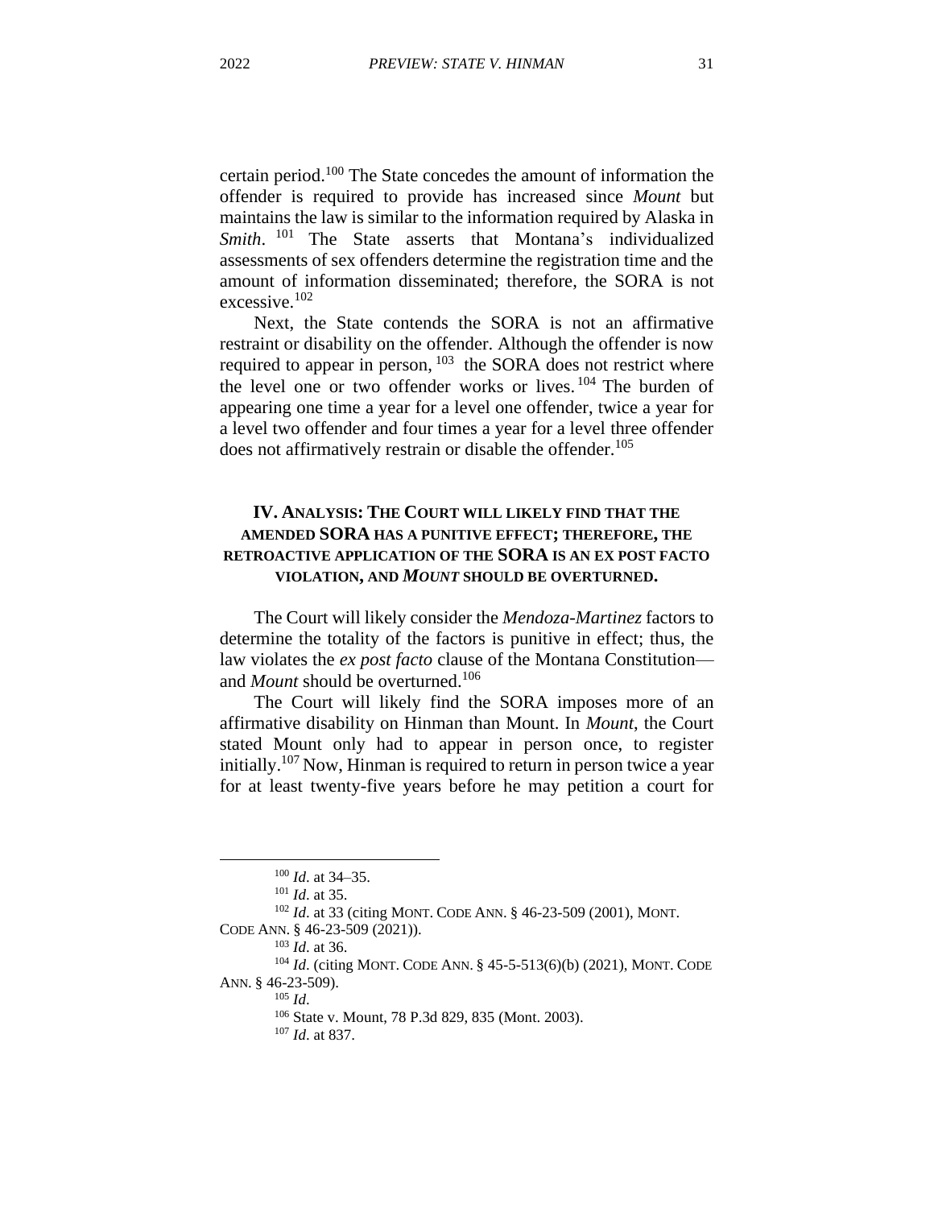certain period.[100] The State concedes the amount of information the offender is required to provide has increased since *Mount* but maintains the law is similar to the information required by Alaska in *Smith*.[101] The State asserts that Montana's individualized assessments of sex offenders determine the registration time and the amount of information disseminated; therefore, the SORA is not excessive.[102]

Next, the State contends the SORA is not an affirmative restraint or disability on the offender. Although the offender is now required to appear in person,[103] the SORA does not restrict where the level one or two offender works or lives.[104] The burden of appearing one time a year for a level one offender, twice a year for a level two offender and four times a year for a level three offender does not affirmatively restrain or disable the offender.[105]

## IV. ANALYSIS: THE COURT WILL LIKELY FIND THAT THE AMENDED SORA HAS A PUNITIVE EFFECT; THEREFORE, THE RETROACTIVE APPLICATION OF THE SORA IS AN EX POST FACTO VIOLATION, AND *MOUNT* SHOULD BE OVERTURNED.

The Court will likely consider the *Mendoza-Martinez* factors to determine the totality of the factors is punitive in effect; thus, the law violates the *ex post facto* clause of the Montana Constitution—and *Mount* should be overturned.[106]

The Court will likely find the SORA imposes more of an affirmative disability on Hinman than Mount. In *Mount*, the Court stated Mount only had to appear in person once, to register initially.[107] Now, Hinman is required to return in person twice a year for at least twenty-five years before he may petition a court for

---

[100] *Id*. at 34–35.

[101] *Id*. at 35.

[102] *Id*. at 33 (citing MONT. CODE ANN. § 46-23-509 (2001), MONT. CODE ANN. § 46-23-509 (2021)).

[103] *Id*. at 36.

[104] *Id*. (citing MONT. CODE ANN. § 45-5-513(6)(b) (2021), MONT. CODE ANN. § 46-23-509).

[105] *Id*.

[106] State v. Mount, 78 P.3d 829, 835 (Mont. 2003).

[107] *Id*. at 837.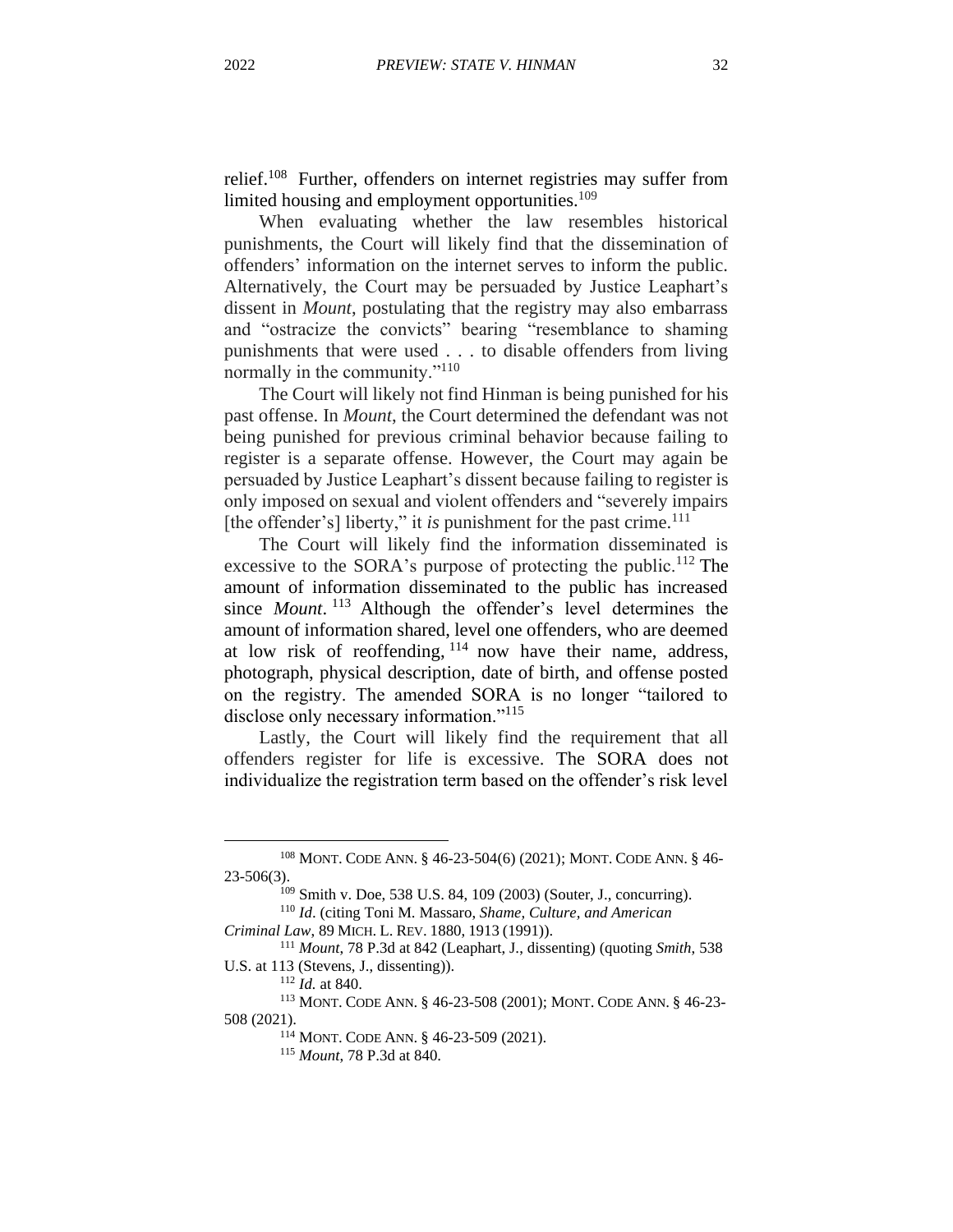relief.[108] Further, offenders on internet registries may suffer from limited housing and employment opportunities.[109]

When evaluating whether the law resembles historical punishments, the Court will likely find that the dissemination of offenders' information on the internet serves to inform the public. Alternatively, the Court may be persuaded by Justice Leaphart's dissent in *Mount*, postulating that the registry may also embarrass and "ostracize the convicts" bearing "resemblance to shaming punishments that were used . . . to disable offenders from living normally in the community."[110]

The Court will likely not find Hinman is being punished for his past offense. In *Mount*, the Court determined the defendant was not being punished for previous criminal behavior because failing to register is a separate offense. However, the Court may again be persuaded by Justice Leaphart's dissent because failing to register is only imposed on sexual and violent offenders and "severely impairs [the offender's] liberty," it *is* punishment for the past crime.[111]

The Court will likely find the information disseminated is excessive to the SORA's purpose of protecting the public.[112] The amount of information disseminated to the public has increased since *Mount*.[113] Although the offender's level determines the amount of information shared, level one offenders, who are deemed at low risk of reoffending,[114] now have their name, address, photograph, physical description, date of birth, and offense posted on the registry. The amended SORA is no longer "tailored to disclose only necessary information."[115]

Lastly, the Court will likely find the requirement that all offenders register for life is excessive. The SORA does not individualize the registration term based on the offender's risk level

---

[108] MONT. CODE ANN. § 46-23-504(6) (2021); MONT. CODE ANN. § 46-23-506(3).

[109] Smith v. Doe, 538 U.S. 84, 109 (2003) (Souter, J., concurring).

[110] *Id.* (citing Toni M. Massaro, *Shame, Culture, and American Criminal Law*, 89 MICH. L. REV. 1880, 1913 (1991)).

[111] *Mount*, 78 P.3d at 842 (Leaphart, J., dissenting) (quoting *Smith*, 538 U.S. at 113 (Stevens, J., dissenting)).

[112] *Id.* at 840.

[113] MONT. CODE ANN. § 46-23-508 (2001); MONT. CODE ANN. § 46-23-508 (2021).

[114] MONT. CODE ANN. § 46-23-509 (2021).

[115] *Mount*, 78 P.3d at 840.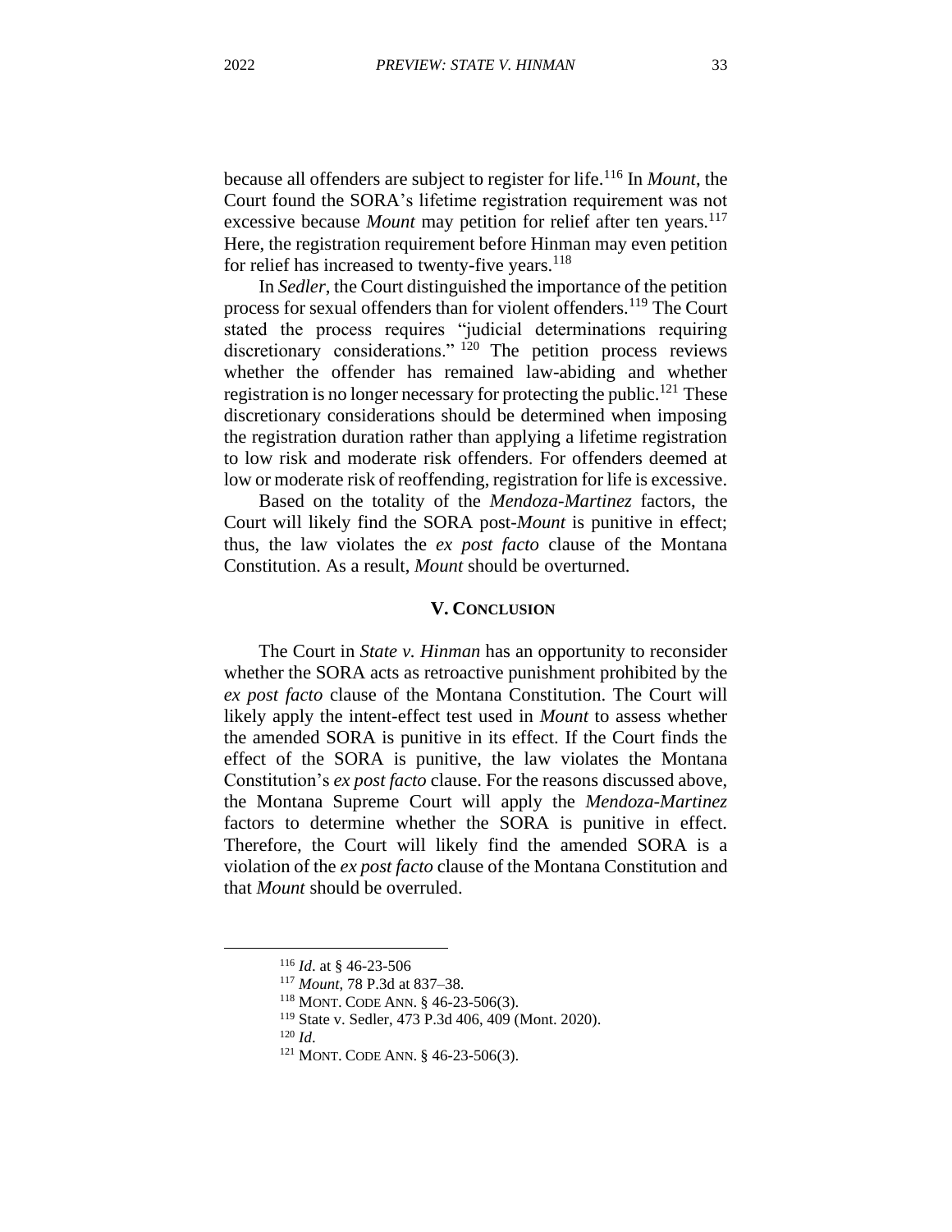because all offenders are subject to register for life.[116] In *Mount*, the Court found the SORA's lifetime registration requirement was not excessive because *Mount* may petition for relief after ten years.[117] Here, the registration requirement before Hinman may even petition for relief has increased to twenty-five years.[118]

In *Sedler*, the Court distinguished the importance of the petition process for sexual offenders than for violent offenders.[119] The Court stated the process requires "judicial determinations requiring discretionary considerations." [120] The petition process reviews whether the offender has remained law-abiding and whether registration is no longer necessary for protecting the public.[121] These discretionary considerations should be determined when imposing the registration duration rather than applying a lifetime registration to low risk and moderate risk offenders. For offenders deemed at low or moderate risk of reoffending, registration for life is excessive.

Based on the totality of the *Mendoza-Martinez* factors, the Court will likely find the SORA post-*Mount* is punitive in effect; thus, the law violates the *ex post facto* clause of the Montana Constitution. As a result, *Mount* should be overturned.

## V. CONCLUSION

The Court in *State v. Hinman* has an opportunity to reconsider whether the SORA acts as retroactive punishment prohibited by the *ex post facto* clause of the Montana Constitution. The Court will likely apply the intent-effect test used in *Mount* to assess whether the amended SORA is punitive in its effect. If the Court finds the effect of the SORA is punitive, the law violates the Montana Constitution's *ex post facto* clause. For the reasons discussed above, the Montana Supreme Court will apply the *Mendoza-Martinez* factors to determine whether the SORA is punitive in effect. Therefore, the Court will likely find the amended SORA is a violation of the *ex post facto* clause of the Montana Constitution and that *Mount* should be overruled.

---

[116] *Id*. at § 46-23-506

[117] *Mount*, 78 P.3d at 837–38.

[118] MONT. CODE ANN. § 46-23-506(3).

[119] State v. Sedler, 473 P.3d 406, 409 (Mont. 2020).

[120] *Id*.

[121] MONT. CODE ANN. § 46-23-506(3).